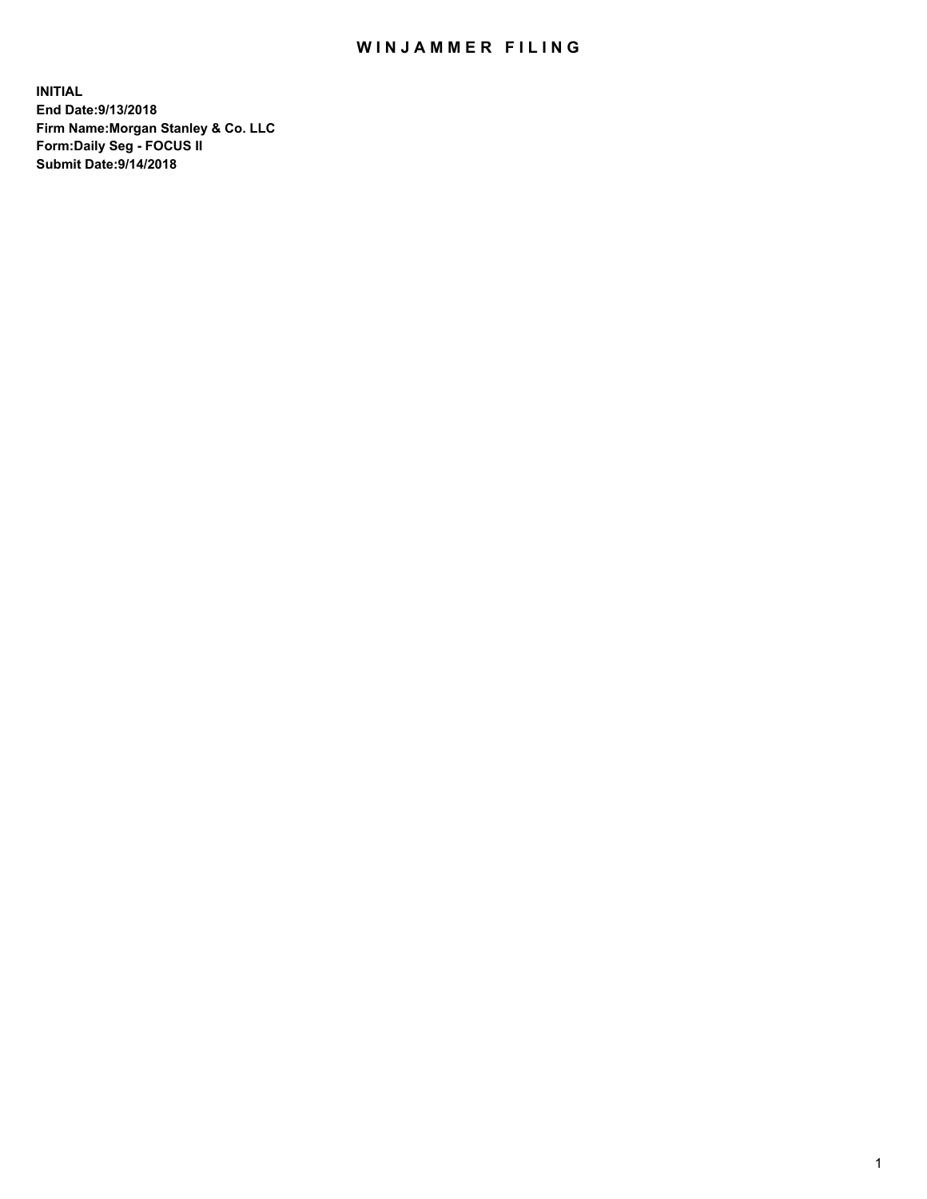# WINJAMMER FILING

**INITIAL**
**End Date:9/13/2018**
**Firm Name:Morgan Stanley & Co. LLC**
**Form:Daily Seg - FOCUS II**
**Submit Date:9/14/2018**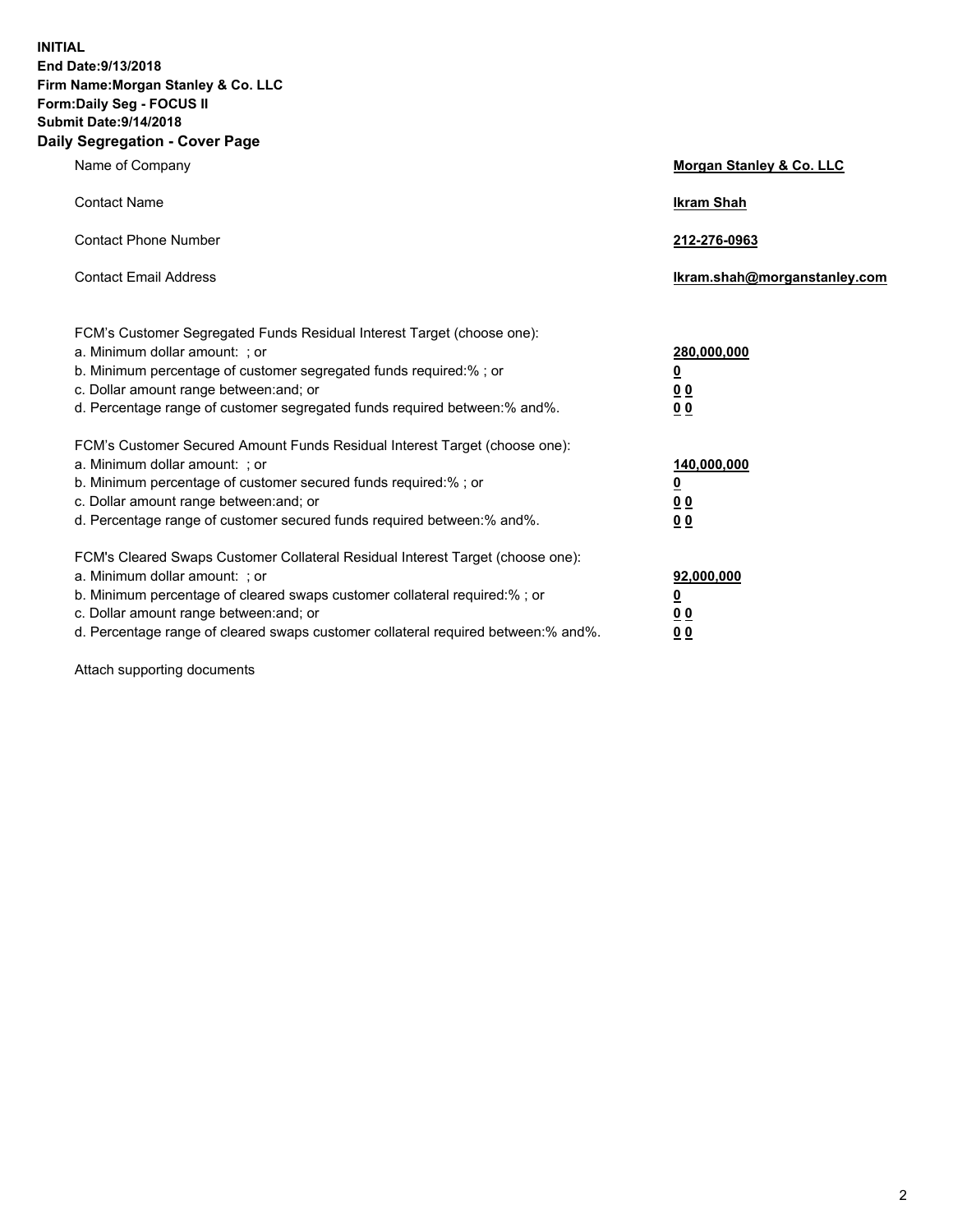**INITIAL**
**End Date:9/13/2018**
**Firm Name:Morgan Stanley & Co. LLC**
**Form:Daily Seg - FOCUS II**
**Submit Date:9/14/2018**
**Daily Segregation - Cover Page**

| | |
|---|---|
| Name of Company | **Morgan Stanley & Co. LLC** |
| Contact Name | **Ikram Shah** |
| Contact Phone Number | **212-276-0963** |
| Contact Email Address | **Ikram.shah@morganstanley.com** |

| | |
|---|---|
| FCM's Customer Segregated Funds Residual Interest Target (choose one): | |
| a. Minimum dollar amount: ; or | **280,000,000** |
| b. Minimum percentage of customer segregated funds required:% ; or | **0** |
| c. Dollar amount range between:and; or | **0 0** |
| d. Percentage range of customer segregated funds required between:% and%. | **0 0** |
| FCM's Customer Secured Amount Funds Residual Interest Target (choose one): | |
| a. Minimum dollar amount: ; or | **140,000,000** |
| b. Minimum percentage of customer secured funds required:% ; or | **0** |
| c. Dollar amount range between:and; or | **0 0** |
| d. Percentage range of customer secured funds required between:% and%. | **0 0** |
| FCM's Cleared Swaps Customer Collateral Residual Interest Target (choose one): | |
| a. Minimum dollar amount: ; or | **92,000,000** |
| b. Minimum percentage of cleared swaps customer collateral required:% ; or | **0** |
| c. Dollar amount range between:and; or | **0 0** |
| d. Percentage range of cleared swaps customer collateral required between:% and%. | **0 0** |

Attach supporting documents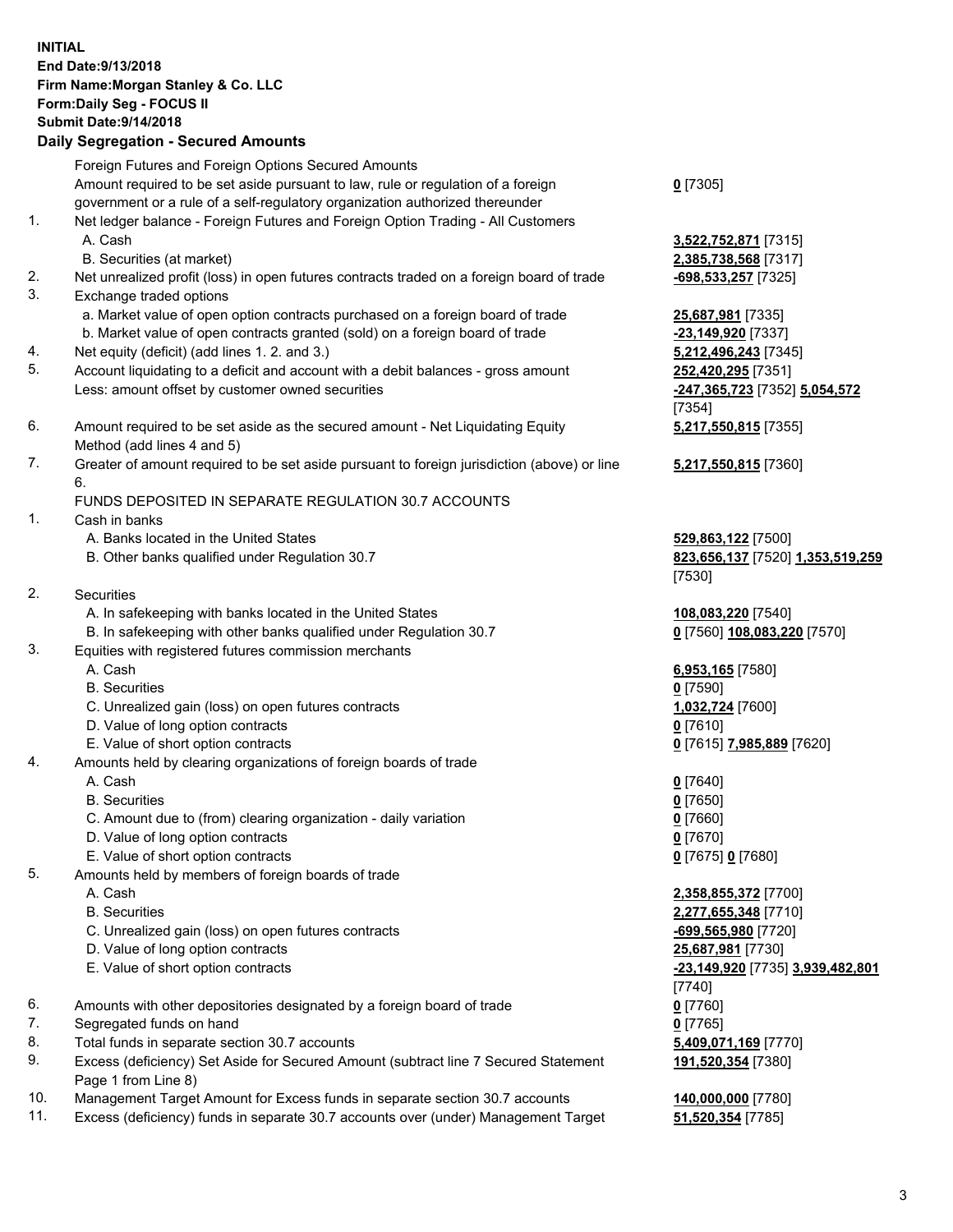**INITIAL**
**End Date:9/13/2018**
**Firm Name:Morgan Stanley & Co. LLC**
**Form:Daily Seg - FOCUS II**
**Submit Date:9/14/2018**
**Daily Segregation - Secured Amounts**

| | | |
|---|---|---|
| | Foreign Futures and Foreign Options Secured Amounts | |
| | Amount required to be set aside pursuant to law, rule or regulation of a foreign government or a rule of a self-regulatory organization authorized thereunder | **0** [7305] |
| 1. | Net ledger balance - Foreign Futures and Foreign Option Trading - All Customers | |
| | A. Cash | **3,522,752,871** [7315] |
| | B. Securities (at market) | **2,385,738,568** [7317] |
| 2. | Net unrealized profit (loss) in open futures contracts traded on a foreign board of trade | **-698,533,257** [7325] |
| 3. | Exchange traded options | |
| | a. Market value of open option contracts purchased on a foreign board of trade | **25,687,981** [7335] |
| | b. Market value of open contracts granted (sold) on a foreign board of trade | **-23,149,920** [7337] |
| 4. | Net equity (deficit) (add lines 1. 2. and 3.) | **5,212,496,243** [7345] |
| 5. | Account liquidating to a deficit and account with a debit balances - gross amount | **252,420,295** [7351] |
| | Less: amount offset by customer owned securities | **-247,365,723** [7352] **5,054,572** [7354] |
| 6. | Amount required to be set aside as the secured amount - Net Liquidating Equity Method (add lines 4 and 5) | **5,217,550,815** [7355] |
| 7. | Greater of amount required to be set aside pursuant to foreign jurisdiction (above) or line 6. | **5,217,550,815** [7360] |
| | FUNDS DEPOSITED IN SEPARATE REGULATION 30.7 ACCOUNTS | |
| 1. | Cash in banks | |
| | A. Banks located in the United States | **529,863,122** [7500] |
| | B. Other banks qualified under Regulation 30.7 | **823,656,137** [7520] **1,353,519,259** [7530] |
| 2. | Securities | |
| | A. In safekeeping with banks located in the United States | **108,083,220** [7540] |
| | B. In safekeeping with other banks qualified under Regulation 30.7 | **0** [7560] **108,083,220** [7570] |
| 3. | Equities with registered futures commission merchants | |
| | A. Cash | **6,953,165** [7580] |
| | B. Securities | **0** [7590] |
| | C. Unrealized gain (loss) on open futures contracts | **1,032,724** [7600] |
| | D. Value of long option contracts | **0** [7610] |
| | E. Value of short option contracts | **0** [7615] **7,985,889** [7620] |
| 4. | Amounts held by clearing organizations of foreign boards of trade | |
| | A. Cash | **0** [7640] |
| | B. Securities | **0** [7650] |
| | C. Amount due to (from) clearing organization - daily variation | **0** [7660] |
| | D. Value of long option contracts | **0** [7670] |
| | E. Value of short option contracts | **0** [7675] **0** [7680] |
| 5. | Amounts held by members of foreign boards of trade | |
| | A. Cash | **2,358,855,372** [7700] |
| | B. Securities | **2,277,655,348** [7710] |
| | C. Unrealized gain (loss) on open futures contracts | **-699,565,980** [7720] |
| | D. Value of long option contracts | **25,687,981** [7730] |
| | E. Value of short option contracts | **-23,149,920** [7735] **3,939,482,801** [7740] |
| 6. | Amounts with other depositories designated by a foreign board of trade | **0** [7760] |
| 7. | Segregated funds on hand | **0** [7765] |
| 8. | Total funds in separate section 30.7 accounts | **5,409,071,169** [7770] |
| 9. | Excess (deficiency) Set Aside for Secured Amount (subtract line 7 Secured Statement Page 1 from Line 8) | **191,520,354** [7380] |
| 10. | Management Target Amount for Excess funds in separate section 30.7 accounts | **140,000,000** [7780] |
| 11. | Excess (deficiency) funds in separate 30.7 accounts over (under) Management Target | **51,520,354** [7785] |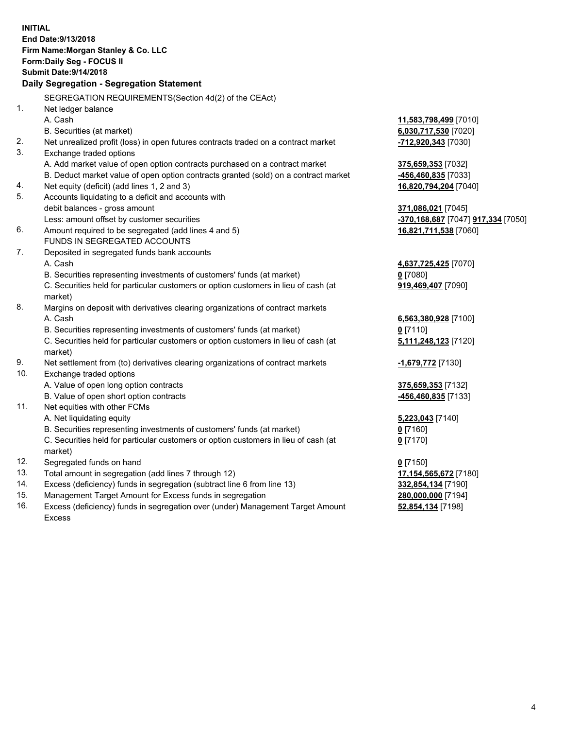**INITIAL**
**End Date:9/13/2018**
**Firm Name:Morgan Stanley & Co. LLC**
**Form:Daily Seg - FOCUS II**
**Submit Date:9/14/2018**

**Daily Segregation - Segregation Statement**

SEGREGATION REQUIREMENTS(Section 4d(2) of the CEAct)

1. Net ledger balance
   A. Cash — **11,583,798,499** [7010]
   B. Securities (at market) — **6,030,717,530** [7020]
2. Net unrealized profit (loss) in open futures contracts traded on a contract market — **-712,920,343** [7030]
3. Exchange traded options
   A. Add market value of open option contracts purchased on a contract market — **375,659,353** [7032]
   B. Deduct market value of open option contracts granted (sold) on a contract market — **-456,460,835** [7033]
4. Net equity (deficit) (add lines 1, 2 and 3) — **16,820,794,204** [7040]
5. Accounts liquidating to a deficit and accounts with debit balances - gross amount — **371,086,021** [7045]
   Less: amount offset by customer securities — **-370,168,687** [7047] **917,334** [7050]
6. Amount required to be segregated (add lines 4 and 5) — **16,821,711,538** [7060]

FUNDS IN SEGREGATED ACCOUNTS

7. Deposited in segregated funds bank accounts
   A. Cash — **4,637,725,425** [7070]
   B. Securities representing investments of customers' funds (at market) — **0** [7080]
   C. Securities held for particular customers or option customers in lieu of cash (at market) — **919,469,407** [7090]
8. Margins on deposit with derivatives clearing organizations of contract markets
   A. Cash — **6,563,380,928** [7100]
   B. Securities representing investments of customers' funds (at market) — **0** [7110]
   C. Securities held for particular customers or option customers in lieu of cash (at market) — **5,111,248,123** [7120]
9. Net settlement from (to) derivatives clearing organizations of contract markets — **-1,679,772** [7130]
10. Exchange traded options
    A. Value of open long option contracts — **375,659,353** [7132]
    B. Value of open short option contracts — **-456,460,835** [7133]
11. Net equities with other FCMs
    A. Net liquidating equity — **5,223,043** [7140]
    B. Securities representing investments of customers' funds (at market) — **0** [7160]
    C. Securities held for particular customers or option customers in lieu of cash (at market) — **0** [7170]
12. Segregated funds on hand — **0** [7150]
13. Total amount in segregation (add lines 7 through 12) — **17,154,565,672** [7180]
14. Excess (deficiency) funds in segregation (subtract line 6 from line 13) — **332,854,134** [7190]
15. Management Target Amount for Excess funds in segregation — **280,000,000** [7194]
16. Excess (deficiency) funds in segregation over (under) Management Target Amount Excess — **52,854,134** [7198]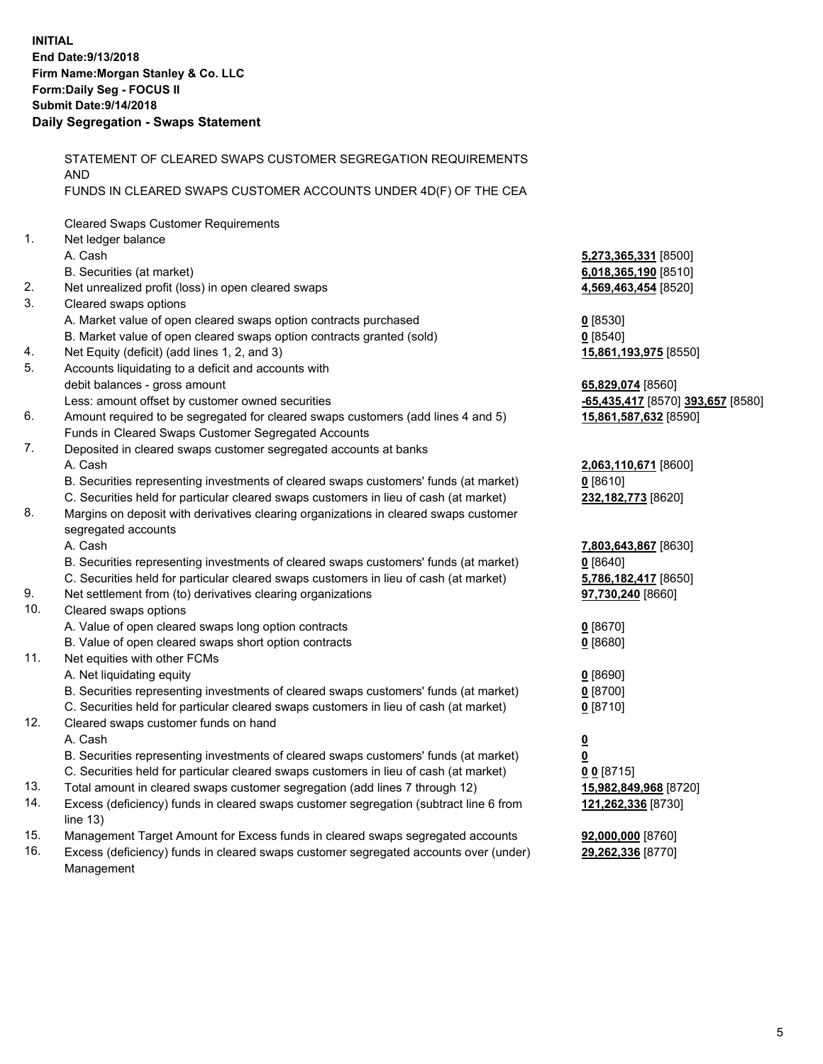**INITIAL**
**End Date:9/13/2018**
**Firm Name:Morgan Stanley & Co. LLC**
**Form:Daily Seg - FOCUS II**
**Submit Date:9/14/2018**
**Daily Segregation - Swaps Statement**

STATEMENT OF CLEARED SWAPS CUSTOMER SEGREGATION REQUIREMENTS AND FUNDS IN CLEARED SWAPS CUSTOMER ACCOUNTS UNDER 4D(F) OF THE CEA

| | | |
|---|---|---|
| | Cleared Swaps Customer Requirements | |
| 1. | Net ledger balance | |
| | A. Cash | **5,273,365,331** [8500] |
| | B. Securities (at market) | **6,018,365,190** [8510] |
| 2. | Net unrealized profit (loss) in open cleared swaps | **4,569,463,454** [8520] |
| 3. | Cleared swaps options | |
| | A. Market value of open cleared swaps option contracts purchased | **0** [8530] |
| | B. Market value of open cleared swaps option contracts granted (sold) | **0** [8540] |
| 4. | Net Equity (deficit) (add lines 1, 2, and 3) | **15,861,193,975** [8550] |
| 5. | Accounts liquidating to a deficit and accounts with debit balances - gross amount | **65,829,074** [8560] |
| | Less: amount offset by customer owned securities | **-65,435,417** [8570] **393,657** [8580] |
| 6. | Amount required to be segregated for cleared swaps customers (add lines 4 and 5) | **15,861,587,632** [8590] |
| | Funds in Cleared Swaps Customer Segregated Accounts | |
| 7. | Deposited in cleared swaps customer segregated accounts at banks | |
| | A. Cash | **2,063,110,671** [8600] |
| | B. Securities representing investments of cleared swaps customers' funds (at market) | **0** [8610] |
| | C. Securities held for particular cleared swaps customers in lieu of cash (at market) | **232,182,773** [8620] |
| 8. | Margins on deposit with derivatives clearing organizations in cleared swaps customer segregated accounts | |
| | A. Cash | **7,803,643,867** [8630] |
| | B. Securities representing investments of cleared swaps customers' funds (at market) | **0** [8640] |
| | C. Securities held for particular cleared swaps customers in lieu of cash (at market) | **5,786,182,417** [8650] |
| 9. | Net settlement from (to) derivatives clearing organizations | **97,730,240** [8660] |
| 10. | Cleared swaps options | |
| | A. Value of open cleared swaps long option contracts | **0** [8670] |
| | B. Value of open cleared swaps short option contracts | **0** [8680] |
| 11. | Net equities with other FCMs | |
| | A. Net liquidating equity | **0** [8690] |
| | B. Securities representing investments of cleared swaps customers' funds (at market) | **0** [8700] |
| | C. Securities held for particular cleared swaps customers in lieu of cash (at market) | **0** [8710] |
| 12. | Cleared swaps customer funds on hand | |
| | A. Cash | **0** |
| | B. Securities representing investments of cleared swaps customers' funds (at market) | **0** |
| | C. Securities held for particular cleared swaps customers in lieu of cash (at market) | **0** **0** [8715] |
| 13. | Total amount in cleared swaps customer segregation (add lines 7 through 12) | **15,982,849,968** [8720] |
| 14. | Excess (deficiency) funds in cleared swaps customer segregation (subtract line 6 from line 13) | **121,262,336** [8730] |
| 15. | Management Target Amount for Excess funds in cleared swaps segregated accounts | **92,000,000** [8760] |
| 16. | Excess (deficiency) funds in cleared swaps customer segregated accounts over (under) Management | **29,262,336** [8770] |